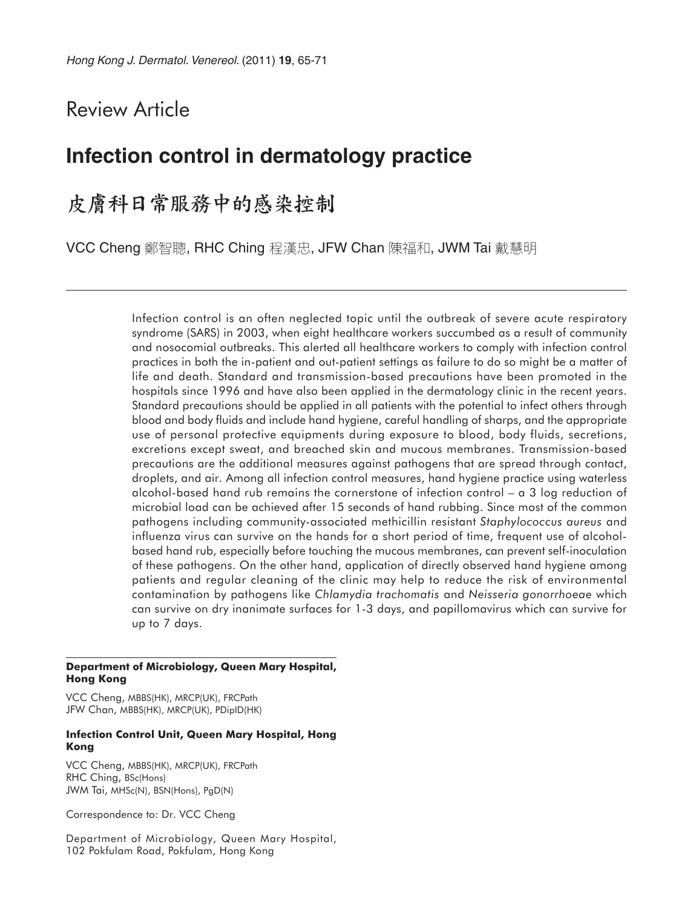Review Article

# Infection control in dermatology practice

# 皮膚科日常服務中的感染控制

VCC Cheng 鄭智聰, RHC Ching 程漢忠, JFW Chan 陳福和, JWM Tai 戴慧明

Infection control is an often neglected topic until the outbreak of severe acute respiratory syndrome (SARS) in 2003, when eight healthcare workers succumbed as a result of community and nosocomial outbreaks. This alerted all healthcare workers to comply with infection control practices in both the in-patient and out-patient settings as failure to do so might be a matter of life and death. Standard and transmission-based precautions have been promoted in the hospitals since 1996 and have also been applied in the dermatology clinic in the recent years. Standard precautions should be applied in all patients with the potential to infect others through blood and body fluids and include hand hygiene, careful handling of sharps, and the appropriate use of personal protective equipments during exposure to blood, body fluids, secretions, excretions except sweat, and breached skin and mucous membranes. Transmission-based precautions are the additional measures against pathogens that are spread through contact, droplets, and air. Among all infection control measures, hand hygiene practice using waterless alcohol-based hand rub remains the cornerstone of infection control – a 3 log reduction of microbial load can be achieved after 15 seconds of hand rubbing. Since most of the common pathogens including community-associated methicillin resistant *Staphylococcus aureus* and influenza virus can survive on the hands for a short period of time, frequent use of alcohol-based hand rub, especially before touching the mucous membranes, can prevent self-inoculation of these pathogens. On the other hand, application of directly observed hand hygiene among patients and regular cleaning of the clinic may help to reduce the risk of environmental contamination by pathogens like *Chlamydia trachomatis* and *Neisseria gonorrhoeae* which can survive on dry inanimate surfaces for 1-3 days, and papillomavirus which can survive for up to 7 days.

**Department of Microbiology, Queen Mary Hospital, Hong Kong**

VCC Cheng, MBBS(HK), MRCP(UK), FRCPath
JFW Chan, MBBS(HK), MRCP(UK), PDipID(HK)

**Infection Control Unit, Queen Mary Hospital, Hong Kong**

VCC Cheng, MBBS(HK), MRCP(UK), FRCPath
RHC Ching, BSc(Hons)
JWM Tai, MHSc(N), BSN(Hons), PgD(N)

Correspondence to: Dr. VCC Cheng

Department of Microbiology, Queen Mary Hospital, 102 Pokfulam Road, Pokfulam, Hong Kong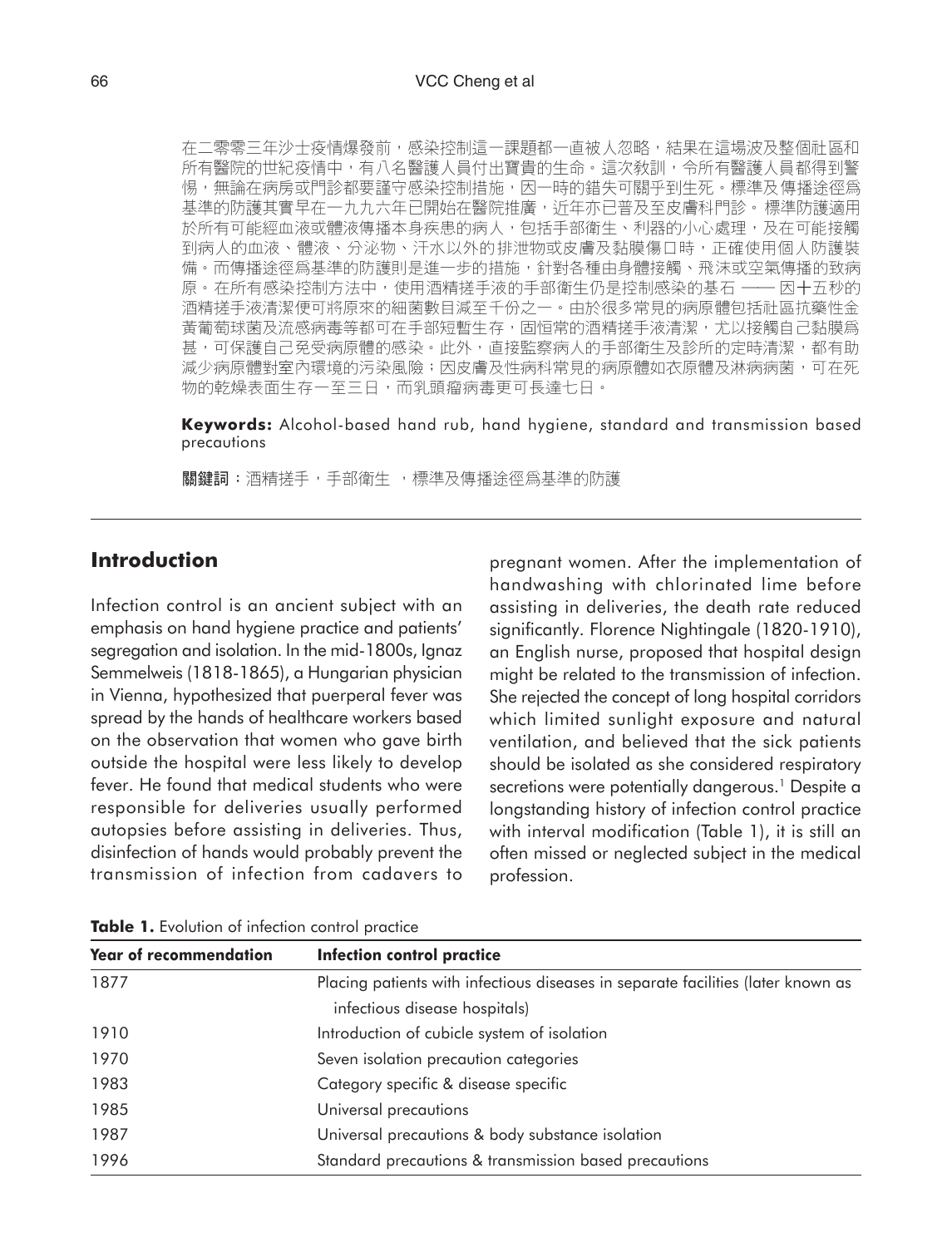在二零零三年沙士疫情爆發前，感染控制這一課題都一直被人忽略，結果在這場波及整個社區和所有醫院的世紀疫情中，有八名醫護人員付出寶貴的生命。這次教訓，令所有醫護人員都得到警惕，無論在病房或門診都要謹守感染控制措施，因一時的錯失可關乎到生死。標準及傳播途徑爲基準的防護其實早在一九九六年已開始在醫院推廣，近年亦已普及至皮膚科門診。標準防護適用於所有可能經血液或體液傳播本身疾患的病人，包括手部衛生、利器的小心處理，及在可能接觸到病人的血液、體液、分泌物、汗水以外的排泄物或皮膚及黏膜傷口時，正確使用個人防護裝備。而傳播途徑爲基準的防護則是進一步的措施，針對各種由身體接觸、飛沫或空氣傳播的致病原。在所有感染控制方法中，使用酒精搓手液的手部衛生仍是控制感染的基石 —— 因十五秒的酒精搓手液清潔便可將原來的細菌數目減至千份之一。由於很多常見的病原體包括社區抗藥性金黃葡萄球菌及流感病毒等都可在手部短暫生存，固恒常的酒精搓手液清潔，尤以接觸自己黏膜爲甚，可保護自己免受病原體的感染。此外，直接監察病人的手部衛生及診所的定時清潔，都有助減少病原體對室內環境的污染風險；因皮膚及性病科常見的病原體如衣原體及淋病病菌，可在死物的乾燥表面生存一至三日，而乳頭瘤病毒更可長達七日。

**Keywords:** Alcohol-based hand rub, hand hygiene, standard and transmission based precautions

**關鍵詞**：酒精搓手，手部衛生 ，標準及傳播途徑爲基準的防護

## Introduction

Infection control is an ancient subject with an emphasis on hand hygiene practice and patients' segregation and isolation. In the mid-1800s, Ignaz Semmelweis (1818-1865), a Hungarian physician in Vienna, hypothesized that puerperal fever was spread by the hands of healthcare workers based on the observation that women who gave birth outside the hospital were less likely to develop fever. He found that medical students who were responsible for deliveries usually performed autopsies before assisting in deliveries. Thus, disinfection of hands would probably prevent the transmission of infection from cadavers to pregnant women. After the implementation of handwashing with chlorinated lime before assisting in deliveries, the death rate reduced significantly. Florence Nightingale (1820-1910), an English nurse, proposed that hospital design might be related to the transmission of infection. She rejected the concept of long hospital corridors which limited sunlight exposure and natural ventilation, and believed that the sick patients should be isolated as she considered respiratory secretions were potentially dangerous.[1] Despite a longstanding history of infection control practice with interval modification (Table 1), it is still an often missed or neglected subject in the medical profession.

**Table 1.** Evolution of infection control practice

| Year of recommendation | Infection control practice |
|---|---|
| 1877 | Placing patients with infectious diseases in separate facilities (later known as infectious disease hospitals) |
| 1910 | Introduction of cubicle system of isolation |
| 1970 | Seven isolation precaution categories |
| 1983 | Category specific & disease specific |
| 1985 | Universal precautions |
| 1987 | Universal precautions & body substance isolation |
| 1996 | Standard precautions & transmission based precautions |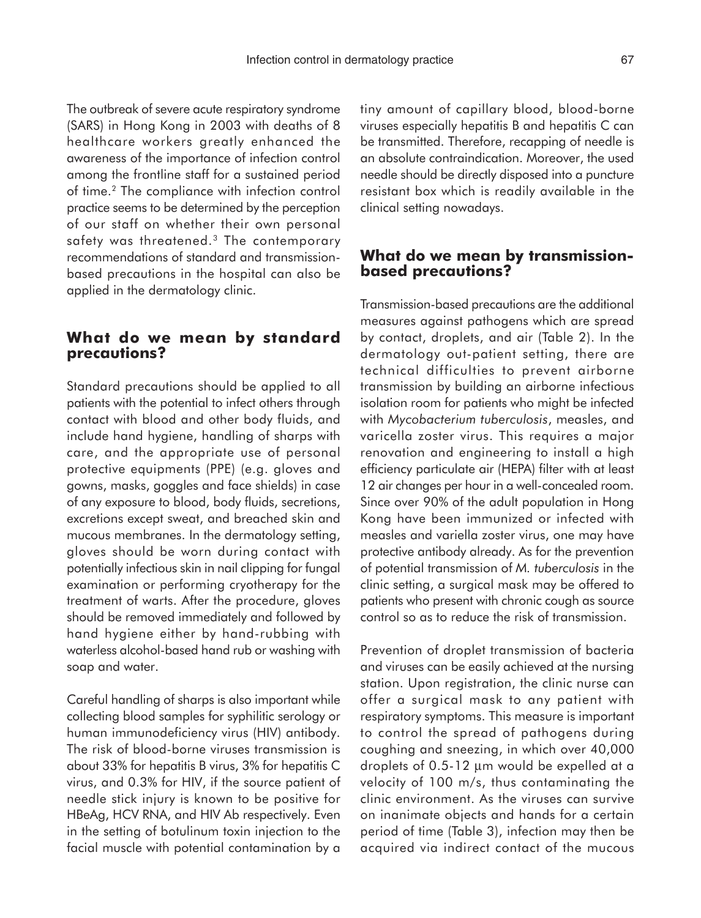The outbreak of severe acute respiratory syndrome (SARS) in Hong Kong in 2003 with deaths of 8 healthcare workers greatly enhanced the awareness of the importance of infection control among the frontline staff for a sustained period of time.[2] The compliance with infection control practice seems to be determined by the perception of our staff on whether their own personal safety was threatened.[3] The contemporary recommendations of standard and transmission-based precautions in the hospital can also be applied in the dermatology clinic.

## What do we mean by standard precautions?

Standard precautions should be applied to all patients with the potential to infect others through contact with blood and other body fluids, and include hand hygiene, handling of sharps with care, and the appropriate use of personal protective equipments (PPE) (e.g. gloves and gowns, masks, goggles and face shields) in case of any exposure to blood, body fluids, secretions, excretions except sweat, and breached skin and mucous membranes. In the dermatology setting, gloves should be worn during contact with potentially infectious skin in nail clipping for fungal examination or performing cryotherapy for the treatment of warts. After the procedure, gloves should be removed immediately and followed by hand hygiene either by hand-rubbing with waterless alcohol-based hand rub or washing with soap and water.

Careful handling of sharps is also important while collecting blood samples for syphilitic serology or human immunodeficiency virus (HIV) antibody. The risk of blood-borne viruses transmission is about 33% for hepatitis B virus, 3% for hepatitis C virus, and 0.3% for HIV, if the source patient of needle stick injury is known to be positive for HBeAg, HCV RNA, and HIV Ab respectively. Even in the setting of botulinum toxin injection to the facial muscle with potential contamination by a tiny amount of capillary blood, blood-borne viruses especially hepatitis B and hepatitis C can be transmitted. Therefore, recapping of needle is an absolute contraindication. Moreover, the used needle should be directly disposed into a puncture resistant box which is readily available in the clinical setting nowadays.

## What do we mean by transmission-based precautions?

Transmission-based precautions are the additional measures against pathogens which are spread by contact, droplets, and air (Table 2). In the dermatology out-patient setting, there are technical difficulties to prevent airborne transmission by building an airborne infectious isolation room for patients who might be infected with *Mycobacterium tuberculosis*, measles, and varicella zoster virus. This requires a major renovation and engineering to install a high efficiency particulate air (HEPA) filter with at least 12 air changes per hour in a well-concealed room. Since over 90% of the adult population in Hong Kong have been immunized or infected with measles and variella zoster virus, one may have protective antibody already. As for the prevention of potential transmission of *M. tuberculosis* in the clinic setting, a surgical mask may be offered to patients who present with chronic cough as source control so as to reduce the risk of transmission.

Prevention of droplet transmission of bacteria and viruses can be easily achieved at the nursing station. Upon registration, the clinic nurse can offer a surgical mask to any patient with respiratory symptoms. This measure is important to control the spread of pathogens during coughing and sneezing, in which over 40,000 droplets of 0.5-12 µm would be expelled at a velocity of 100 m/s, thus contaminating the clinic environment. As the viruses can survive on inanimate objects and hands for a certain period of time (Table 3), infection may then be acquired via indirect contact of the mucous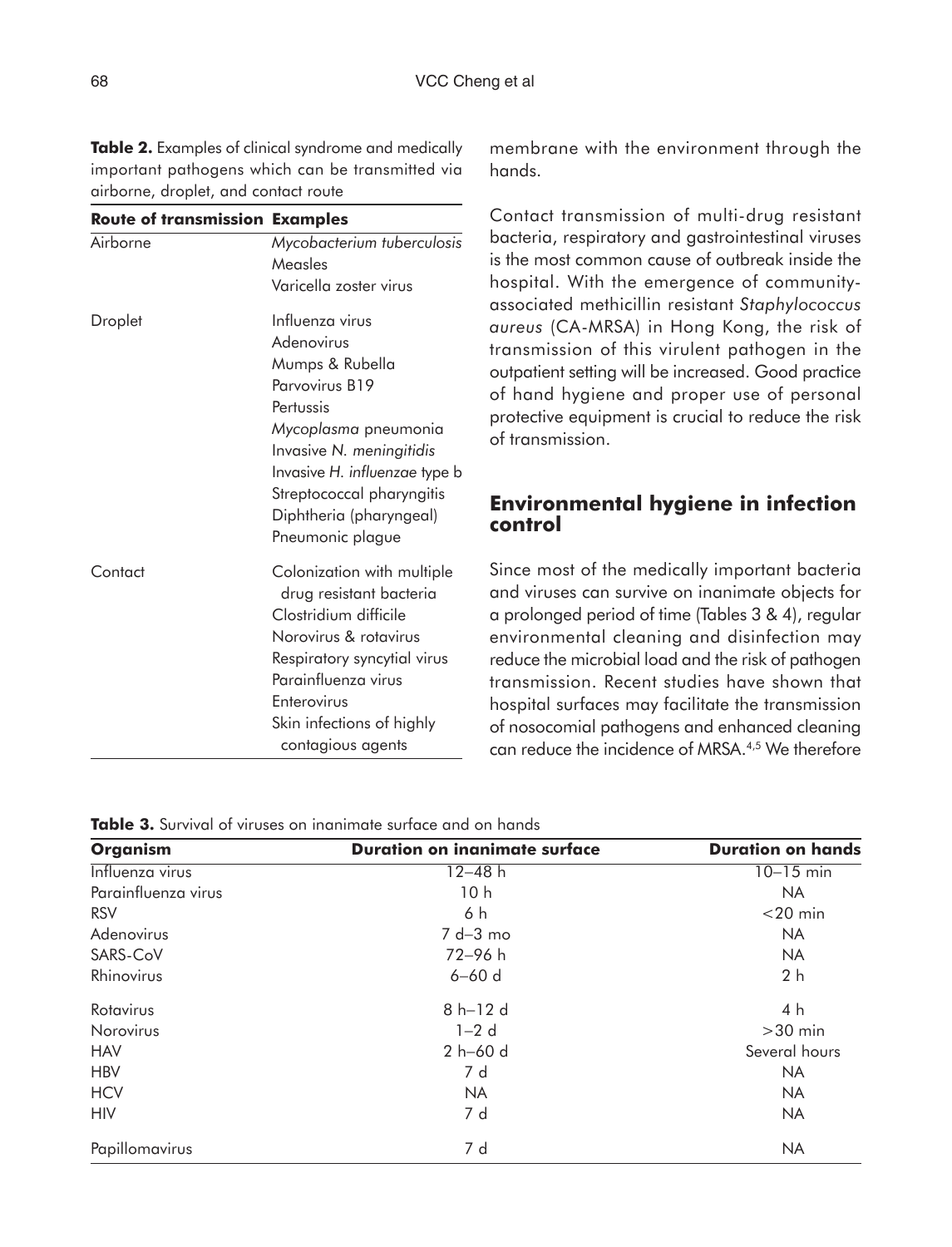**Table 2.** Examples of clinical syndrome and medically important pathogens which can be transmitted via airborne, droplet, and contact route

| Route of transmission | Examples |
|---|---|
| Airborne | *Mycobacterium tuberculosis* |
| | Measles |
| | Varicella zoster virus |
| Droplet | Influenza virus |
| | Adenovirus |
| | Mumps & Rubella |
| | Parvovirus B19 |
| | Pertussis |
| | *Mycoplasma* pneumonia |
| | Invasive *N. meningitidis* |
| | Invasive *H. influenzae* type b |
| | Streptococcal pharyngitis |
| | Diphtheria (pharyngeal) |
| | Pneumonic plague |
| Contact | Colonization with multiple drug resistant bacteria |
| | Clostridium difficile |
| | Norovirus & rotavirus |
| | Respiratory syncytial virus |
| | Parainfluenza virus |
| | Enterovirus |
| | Skin infections of highly contagious agents |

membrane with the environment through the hands.

Contact transmission of multi-drug resistant bacteria, respiratory and gastrointestinal viruses is the most common cause of outbreak inside the hospital. With the emergence of community-associated methicillin resistant *Staphylococcus aureus* (CA-MRSA) in Hong Kong, the risk of transmission of this virulent pathogen in the outpatient setting will be increased. Good practice of hand hygiene and proper use of personal protective equipment is crucial to reduce the risk of transmission.

## Environmental hygiene in infection control

Since most of the medically important bacteria and viruses can survive on inanimate objects for a prolonged period of time (Tables 3 & 4), regular environmental cleaning and disinfection may reduce the microbial load and the risk of pathogen transmission. Recent studies have shown that hospital surfaces may facilitate the transmission of nosocomial pathogens and enhanced cleaning can reduce the incidence of MRSA.[4,5] We therefore

**Table 3.** Survival of viruses on inanimate surface and on hands

| Organism | Duration on inanimate surface | Duration on hands |
|---|---|---|
| Influenza virus | 12–48 h | 10–15 min |
| Parainfluenza virus | 10 h | NA |
| RSV | 6 h | <20 min |
| Adenovirus | 7 d–3 mo | NA |
| SARS-CoV | 72–96 h | NA |
| Rhinovirus | 6–60 d | 2 h |
| Rotavirus | 8 h–12 d | 4 h |
| Norovirus | 1–2 d | >30 min |
| HAV | 2 h–60 d | Several hours |
| HBV | 7 d | NA |
| HCV | NA | NA |
| HIV | 7 d | NA |
| Papillomavirus | 7 d | NA |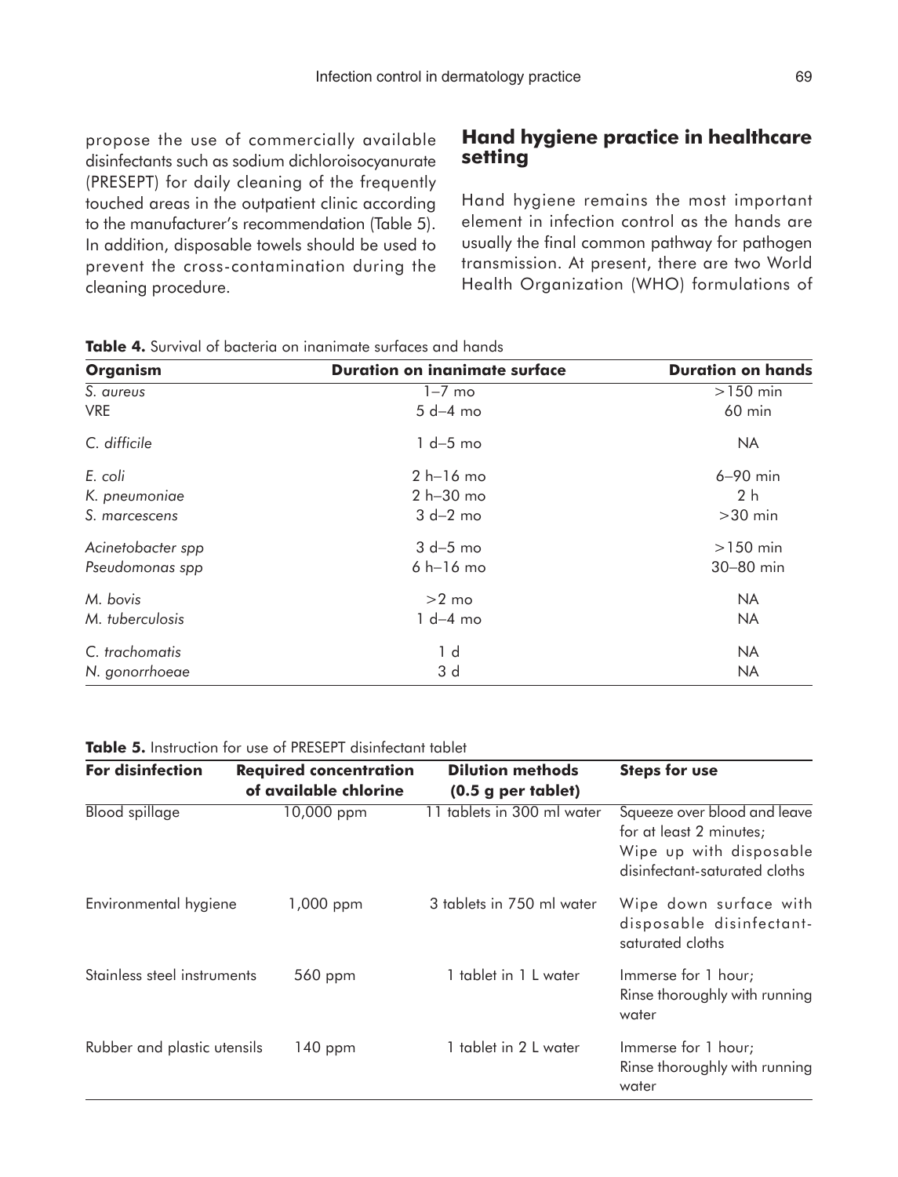propose the use of commercially available disinfectants such as sodium dichloroisocyanurate (PRESEPT) for daily cleaning of the frequently touched areas in the outpatient clinic according to the manufacturer's recommendation (Table 5). In addition, disposable towels should be used to prevent the cross-contamination during the cleaning procedure.

## Hand hygiene practice in healthcare setting

Hand hygiene remains the most important element in infection control as the hands are usually the final common pathway for pathogen transmission. At present, there are two World Health Organization (WHO) formulations of

**Table 4.** Survival of bacteria on inanimate surfaces and hands

| Organism | Duration on inanimate surface | Duration on hands |
|---|---|---|
| *S. aureus* | 1–7 mo | >150 min |
| VRE | 5 d–4 mo | 60 min |
| *C. difficile* | 1 d–5 mo | NA |
| *E. coli* | 2 h–16 mo | 6–90 min |
| *K. pneumoniae* | 2 h–30 mo | 2 h |
| *S. marcescens* | 3 d–2 mo | >30 min |
| *Acinetobacter spp* | 3 d–5 mo | >150 min |
| *Pseudomonas spp* | 6 h–16 mo | 30–80 min |
| *M. bovis* | >2 mo | NA |
| *M. tuberculosis* | 1 d–4 mo | NA |
| *C. trachomatis* | 1 d | NA |
| *N. gonorrhoeae* | 3 d | NA |

**Table 5.** Instruction for use of PRESEPT disinfectant tablet

| For disinfection | Required concentration of available chlorine | Dilution methods (0.5 g per tablet) | Steps for use |
|---|---|---|---|
| Blood spillage | 10,000 ppm | 11 tablets in 300 ml water | Squeeze over blood and leave for at least 2 minutes; Wipe up with disposable disinfectant-saturated cloths |
| Environmental hygiene | 1,000 ppm | 3 tablets in 750 ml water | Wipe down surface with disposable disinfectant-saturated cloths |
| Stainless steel instruments | 560 ppm | 1 tablet in 1 L water | Immerse for 1 hour; Rinse thoroughly with running water |
| Rubber and plastic utensils | 140 ppm | 1 tablet in 2 L water | Immerse for 1 hour; Rinse thoroughly with running water |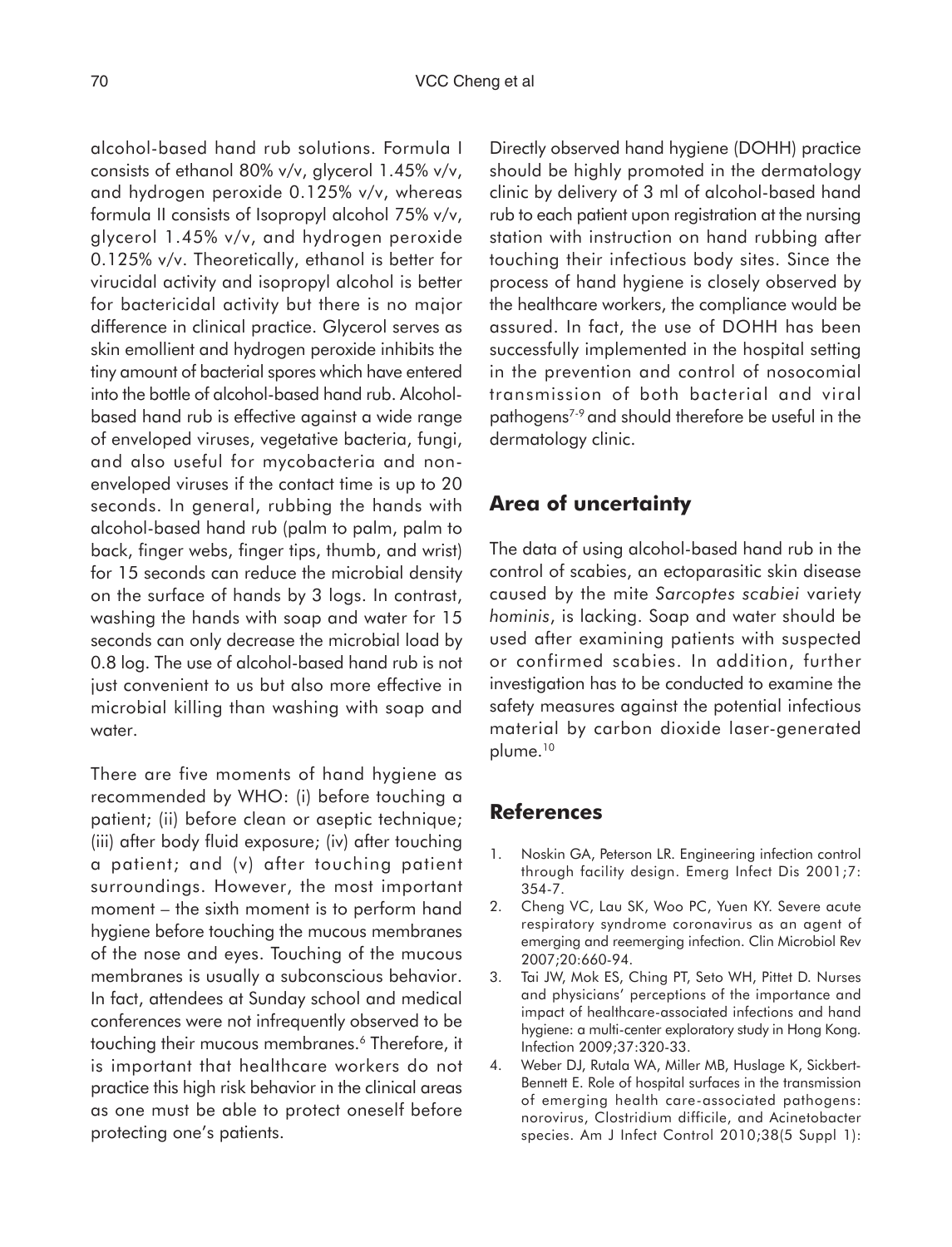alcohol-based hand rub solutions. Formula I consists of ethanol 80% v/v, glycerol 1.45% v/v, and hydrogen peroxide 0.125% v/v, whereas formula II consists of Isopropyl alcohol 75% v/v, glycerol 1.45% v/v, and hydrogen peroxide 0.125% v/v. Theoretically, ethanol is better for virucidal activity and isopropyl alcohol is better for bactericidal activity but there is no major difference in clinical practice. Glycerol serves as skin emollient and hydrogen peroxide inhibits the tiny amount of bacterial spores which have entered into the bottle of alcohol-based hand rub. Alcohol-based hand rub is effective against a wide range of enveloped viruses, vegetative bacteria, fungi, and also useful for mycobacteria and non-enveloped viruses if the contact time is up to 20 seconds. In general, rubbing the hands with alcohol-based hand rub (palm to palm, palm to back, finger webs, finger tips, thumb, and wrist) for 15 seconds can reduce the microbial density on the surface of hands by 3 logs. In contrast, washing the hands with soap and water for 15 seconds can only decrease the microbial load by 0.8 log. The use of alcohol-based hand rub is not just convenient to us but also more effective in microbial killing than washing with soap and water.

There are five moments of hand hygiene as recommended by WHO: (i) before touching a patient; (ii) before clean or aseptic technique; (iii) after body fluid exposure; (iv) after touching a patient; and (v) after touching patient surroundings. However, the most important moment – the sixth moment is to perform hand hygiene before touching the mucous membranes of the nose and eyes. Touching of the mucous membranes is usually a subconscious behavior. In fact, attendees at Sunday school and medical conferences were not infrequently observed to be touching their mucous membranes.[6] Therefore, it is important that healthcare workers do not practice this high risk behavior in the clinical areas as one must be able to protect oneself before protecting one's patients.

Directly observed hand hygiene (DOHH) practice should be highly promoted in the dermatology clinic by delivery of 3 ml of alcohol-based hand rub to each patient upon registration at the nursing station with instruction on hand rubbing after touching their infectious body sites. Since the process of hand hygiene is closely observed by the healthcare workers, the compliance would be assured. In fact, the use of DOHH has been successfully implemented in the hospital setting in the prevention and control of nosocomial transmission of both bacterial and viral pathogens[7-9] and should therefore be useful in the dermatology clinic.

## Area of uncertainty

The data of using alcohol-based hand rub in the control of scabies, an ectoparasitic skin disease caused by the mite *Sarcoptes scabiei* variety *hominis*, is lacking. Soap and water should be used after examining patients with suspected or confirmed scabies. In addition, further investigation has to be conducted to examine the safety measures against the potential infectious material by carbon dioxide laser-generated plume.[10]

## References

1. Noskin GA, Peterson LR. Engineering infection control through facility design. Emerg Infect Dis 2001;7: 354-7.
2. Cheng VC, Lau SK, Woo PC, Yuen KY. Severe acute respiratory syndrome coronavirus as an agent of emerging and reemerging infection. Clin Microbiol Rev 2007;20:660-94.
3. Tai JW, Mok ES, Ching PT, Seto WH, Pittet D. Nurses and physicians' perceptions of the importance and impact of healthcare-associated infections and hand hygiene: a multi-center exploratory study in Hong Kong. Infection 2009;37:320-33.
4. Weber DJ, Rutala WA, Miller MB, Huslage K, Sickbert-Bennett E. Role of hospital surfaces in the transmission of emerging health care-associated pathogens: norovirus, Clostridium difficile, and Acinetobacter species. Am J Infect Control 2010;38(5 Suppl 1):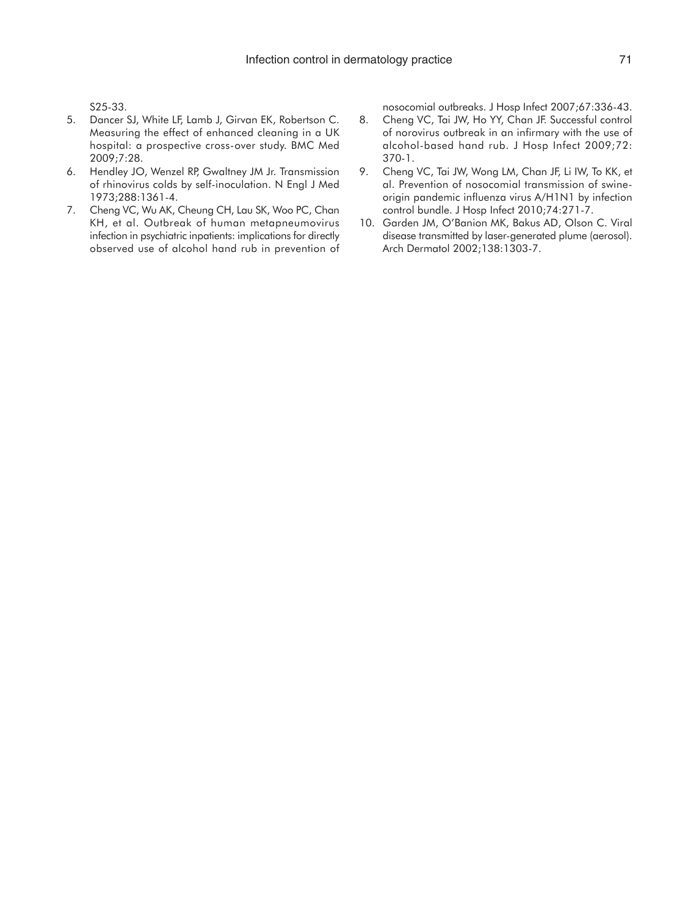S25-33.

5. Dancer SJ, White LF, Lamb J, Girvan EK, Robertson C. Measuring the effect of enhanced cleaning in a UK hospital: a prospective cross-over study. BMC Med 2009;7:28.
6. Hendley JO, Wenzel RP, Gwaltney JM Jr. Transmission of rhinovirus colds by self-inoculation. N Engl J Med 1973;288:1361-4.
7. Cheng VC, Wu AK, Cheung CH, Lau SK, Woo PC, Chan KH, et al. Outbreak of human metapneumovirus infection in psychiatric inpatients: implications for directly observed use of alcohol hand rub in prevention of nosocomial outbreaks. J Hosp Infect 2007;67:336-43.
8. Cheng VC, Tai JW, Ho YY, Chan JF. Successful control of norovirus outbreak in an infirmary with the use of alcohol-based hand rub. J Hosp Infect 2009;72:370-1.
9. Cheng VC, Tai JW, Wong LM, Chan JF, Li IW, To KK, et al. Prevention of nosocomial transmission of swine-origin pandemic influenza virus A/H1N1 by infection control bundle. J Hosp Infect 2010;74:271-7.
10. Garden JM, O'Banion MK, Bakus AD, Olson C. Viral disease transmitted by laser-generated plume (aerosol). Arch Dermatol 2002;138:1303-7.